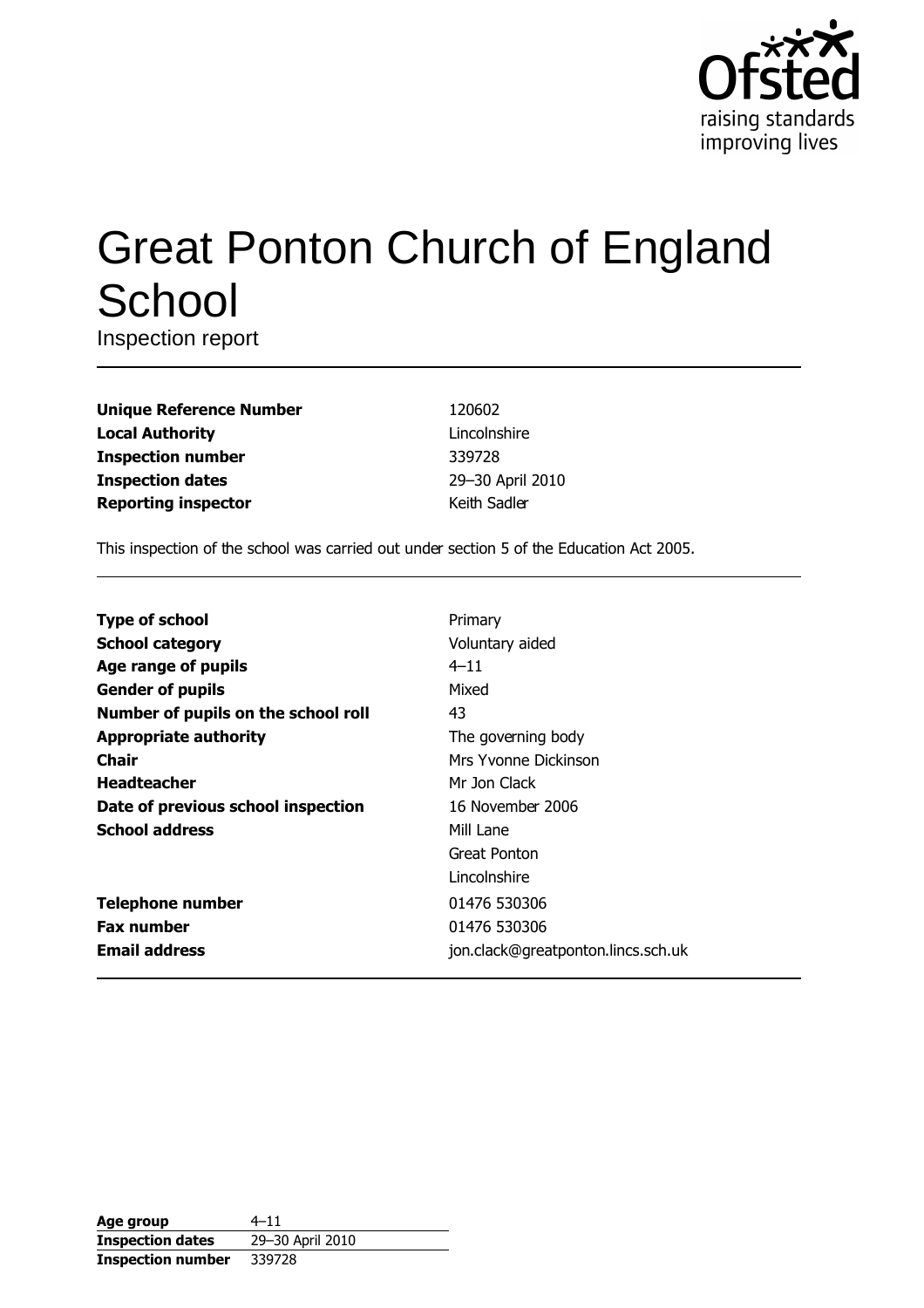# Great Ponton Church of England School

Inspection report

| | |
|---|---|
| **Unique Reference Number** | 120602 |
| **Local Authority** | Lincolnshire |
| **Inspection number** | 339728 |
| **Inspection dates** | 29–30 April 2010 |
| **Reporting inspector** | Keith Sadler |

This inspection of the school was carried out under section 5 of the Education Act 2005.

| | |
|---|---|
| **Type of school** | Primary |
| **School category** | Voluntary aided |
| **Age range of pupils** | 4–11 |
| **Gender of pupils** | Mixed |
| **Number of pupils on the school roll** | 43 |
| **Appropriate authority** | The governing body |
| **Chair** | Mrs Yvonne Dickinson |
| **Headteacher** | Mr Jon Clack |
| **Date of previous school inspection** | 16 November 2006 |
| **School address** | Mill Lane<br>Great Ponton<br>Lincolnshire |
| **Telephone number** | 01476 530306 |
| **Fax number** | 01476 530306 |
| **Email address** | jon.clack@greatponton.lincs.sch.uk |

| | |
|---|---|
| **Age group** | 4–11 |
| **Inspection dates** | 29–30 April 2010 |
| **Inspection number** | 339728 |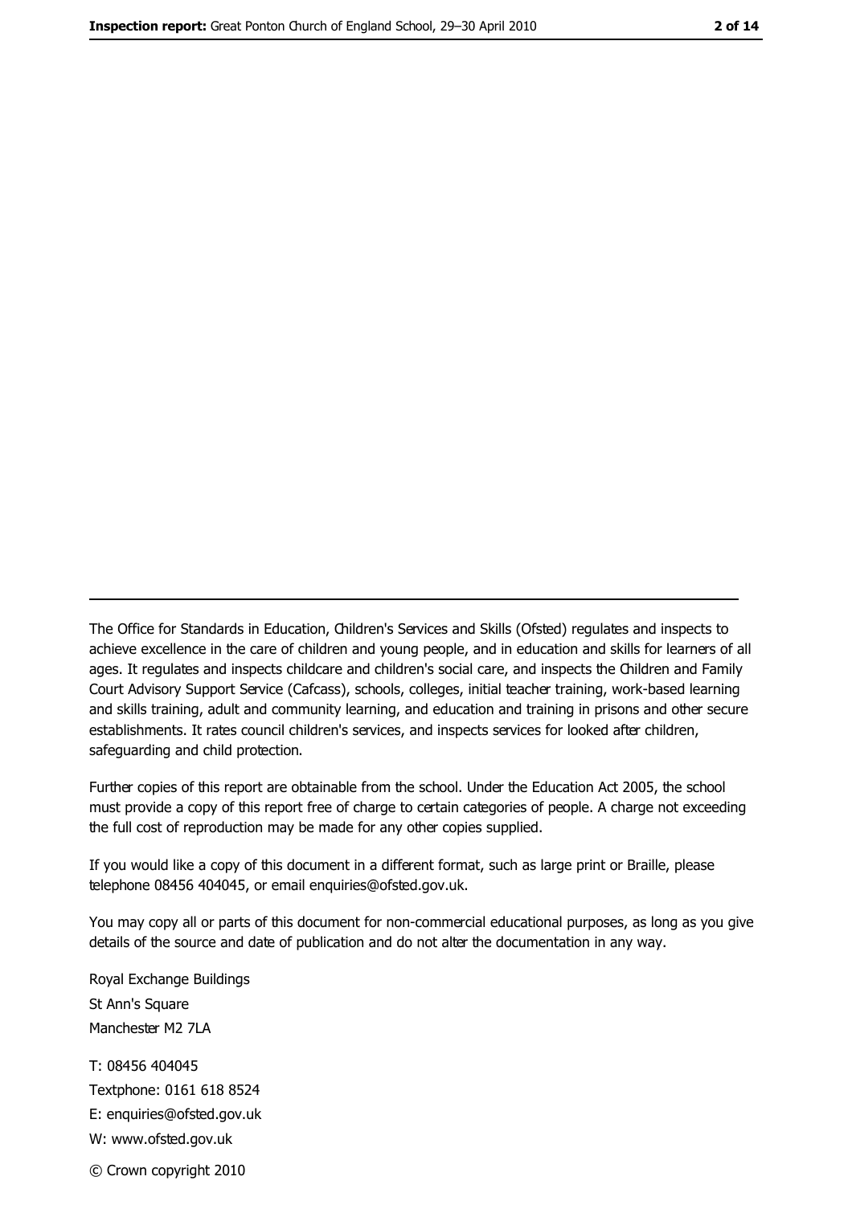The Office for Standards in Education, Children's Services and Skills (Ofsted) regulates and inspects to achieve excellence in the care of children and young people, and in education and skills for learners of all ages. It regulates and inspects childcare and children's social care, and inspects the Children and Family Court Advisory Support Service (Cafcass), schools, colleges, initial teacher training, work-based learning and skills training, adult and community learning, and education and training in prisons and other secure establishments. It rates council children's services, and inspects services for looked after children, safeguarding and child protection.

Further copies of this report are obtainable from the school. Under the Education Act 2005, the school must provide a copy of this report free of charge to certain categories of people. A charge not exceeding the full cost of reproduction may be made for any other copies supplied.

If you would like a copy of this document in a different format, such as large print or Braille, please telephone 08456 404045, or email enquiries@ofsted.gov.uk.

You may copy all or parts of this document for non-commercial educational purposes, as long as you give details of the source and date of publication and do not alter the documentation in any way.

Royal Exchange Buildings
St Ann's Square
Manchester M2 7LA

T: 08456 404045
Textphone: 0161 618 8524
E: enquiries@ofsted.gov.uk
W: www.ofsted.gov.uk

© Crown copyright 2010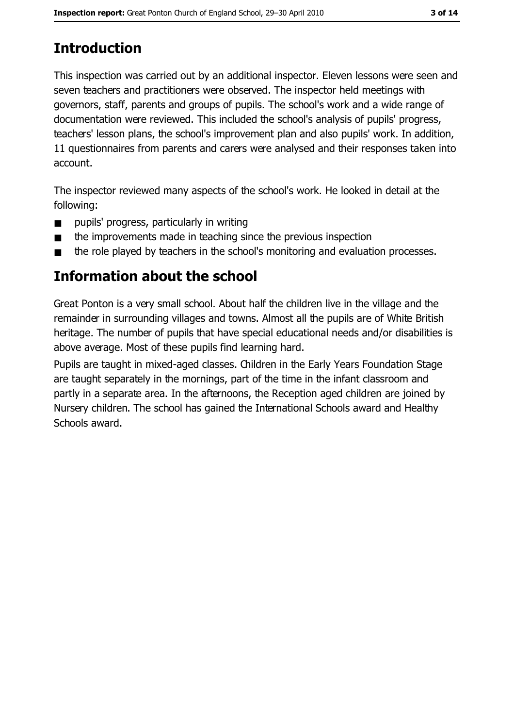## Introduction

This inspection was carried out by an additional inspector. Eleven lessons were seen and seven teachers and practitioners were observed. The inspector held meetings with governors, staff, parents and groups of pupils. The school's work and a wide range of documentation were reviewed. This included the school's analysis of pupils' progress, teachers' lesson plans, the school's improvement plan and also pupils' work. In addition, 11 questionnaires from parents and carers were analysed and their responses taken into account.

The inspector reviewed many aspects of the school's work. He looked in detail at the following:

- pupils' progress, particularly in writing
- the improvements made in teaching since the previous inspection
- the role played by teachers in the school's monitoring and evaluation processes.

## Information about the school

Great Ponton is a very small school. About half the children live in the village and the remainder in surrounding villages and towns. Almost all the pupils are of White British heritage. The number of pupils that have special educational needs and/or disabilities is above average. Most of these pupils find learning hard.

Pupils are taught in mixed-aged classes. Children in the Early Years Foundation Stage are taught separately in the mornings, part of the time in the infant classroom and partly in a separate area. In the afternoons, the Reception aged children are joined by Nursery children. The school has gained the International Schools award and Healthy Schools award.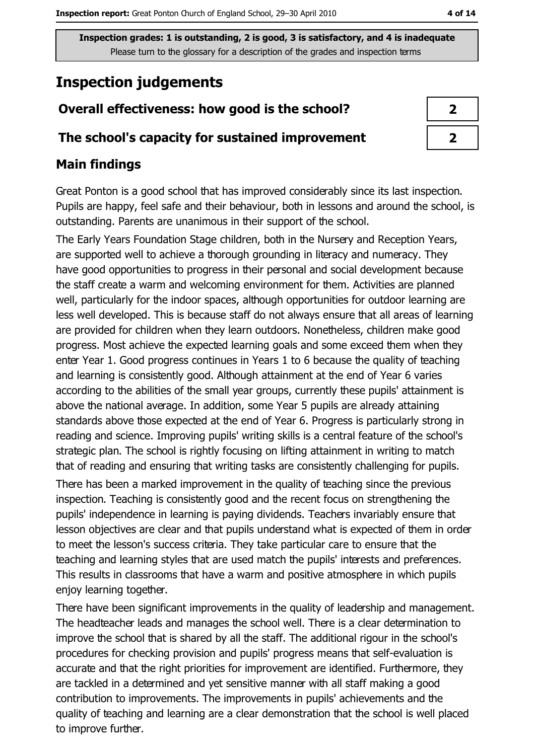**Inspection grades: 1 is outstanding, 2 is good, 3 is satisfactory, and 4 is inadequate**
Please turn to the glossary for a description of the grades and inspection terms

# Inspection judgements

| | |
|---|---|
| **Overall effectiveness: how good is the school?** | **2** |
| **The school's capacity for sustained improvement** | **2** |

## Main findings

Great Ponton is a good school that has improved considerably since its last inspection. Pupils are happy, feel safe and their behaviour, both in lessons and around the school, is outstanding. Parents are unanimous in their support of the school.

The Early Years Foundation Stage children, both in the Nursery and Reception Years, are supported well to achieve a thorough grounding in literacy and numeracy. They have good opportunities to progress in their personal and social development because the staff create a warm and welcoming environment for them. Activities are planned well, particularly for the indoor spaces, although opportunities for outdoor learning are less well developed. This is because staff do not always ensure that all areas of learning are provided for children when they learn outdoors. Nonetheless, children make good progress. Most achieve the expected learning goals and some exceed them when they enter Year 1. Good progress continues in Years 1 to 6 because the quality of teaching and learning is consistently good. Although attainment at the end of Year 6 varies according to the abilities of the small year groups, currently these pupils' attainment is above the national average. In addition, some Year 5 pupils are already attaining standards above those expected at the end of Year 6. Progress is particularly strong in reading and science. Improving pupils' writing skills is a central feature of the school's strategic plan. The school is rightly focusing on lifting attainment in writing to match that of reading and ensuring that writing tasks are consistently challenging for pupils.

There has been a marked improvement in the quality of teaching since the previous inspection. Teaching is consistently good and the recent focus on strengthening the pupils' independence in learning is paying dividends. Teachers invariably ensure that lesson objectives are clear and that pupils understand what is expected of them in order to meet the lesson's success criteria. They take particular care to ensure that the teaching and learning styles that are used match the pupils' interests and preferences. This results in classrooms that have a warm and positive atmosphere in which pupils enjoy learning together.

There have been significant improvements in the quality of leadership and management. The headteacher leads and manages the school well. There is a clear determination to improve the school that is shared by all the staff. The additional rigour in the school's procedures for checking provision and pupils' progress means that self-evaluation is accurate and that the right priorities for improvement are identified. Furthermore, they are tackled in a determined and yet sensitive manner with all staff making a good contribution to improvements. The improvements in pupils' achievements and the quality of teaching and learning are a clear demonstration that the school is well placed to improve further.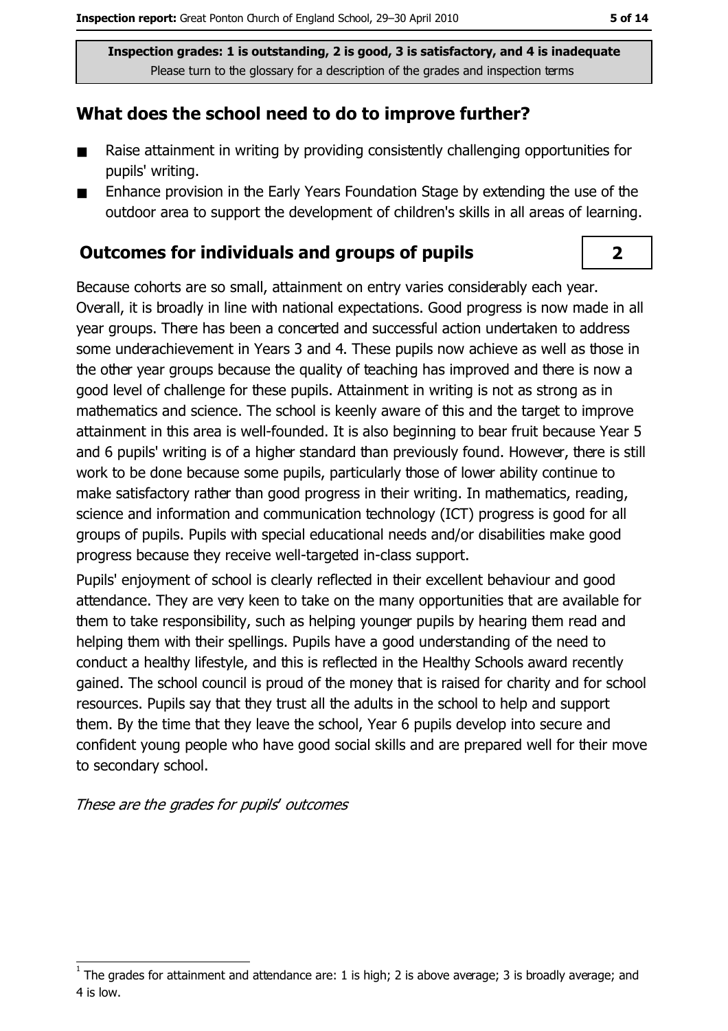**Inspection grades: 1 is outstanding, 2 is good, 3 is satisfactory, and 4 is inadequate**
Please turn to the glossary for a description of the grades and inspection terms

## What does the school need to do to improve further?

- Raise attainment in writing by providing consistently challenging opportunities for pupils' writing.
- Enhance provision in the Early Years Foundation Stage by extending the use of the outdoor area to support the development of children's skills in all areas of learning.

## Outcomes for individuals and groups of pupils

**2**

Because cohorts are so small, attainment on entry varies considerably each year. Overall, it is broadly in line with national expectations. Good progress is now made in all year groups. There has been a concerted and successful action undertaken to address some underachievement in Years 3 and 4. These pupils now achieve as well as those in the other year groups because the quality of teaching has improved and there is now a good level of challenge for these pupils. Attainment in writing is not as strong as in mathematics and science. The school is keenly aware of this and the target to improve attainment in this area is well-founded. It is also beginning to bear fruit because Year 5 and 6 pupils' writing is of a higher standard than previously found. However, there is still work to be done because some pupils, particularly those of lower ability continue to make satisfactory rather than good progress in their writing. In mathematics, reading, science and information and communication technology (ICT) progress is good for all groups of pupils. Pupils with special educational needs and/or disabilities make good progress because they receive well-targeted in-class support.

Pupils' enjoyment of school is clearly reflected in their excellent behaviour and good attendance. They are very keen to take on the many opportunities that are available for them to take responsibility, such as helping younger pupils by hearing them read and helping them with their spellings. Pupils have a good understanding of the need to conduct a healthy lifestyle, and this is reflected in the Healthy Schools award recently gained. The school council is proud of the money that is raised for charity and for school resources. Pupils say that they trust all the adults in the school to help and support them. By the time that they leave the school, Year 6 pupils develop into secure and confident young people who have good social skills and are prepared well for their move to secondary school.

*These are the grades for pupils' outcomes*

[1] The grades for attainment and attendance are: 1 is high; 2 is above average; 3 is broadly average; and 4 is low.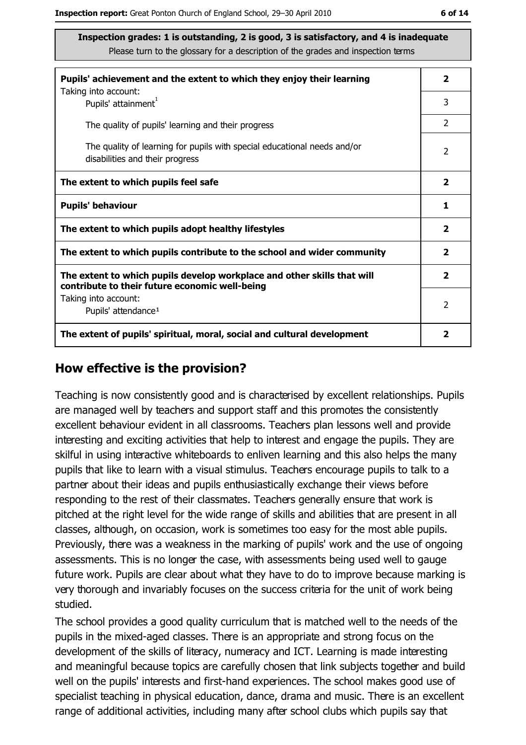**Inspection grades: 1 is outstanding, 2 is good, 3 is satisfactory, and 4 is inadequate**
Please turn to the glossary for a description of the grades and inspection terms

| | |
|---|---|
| **Pupils' achievement and the extent to which they enjoy their learning** | **2** |
| Taking into account: Pupils' attainment[1] | 3 |
| The quality of pupils' learning and their progress | 2 |
| The quality of learning for pupils with special educational needs and/or disabilities and their progress | 2 |
| **The extent to which pupils feel safe** | **2** |
| **Pupils' behaviour** | **1** |
| **The extent to which pupils adopt healthy lifestyles** | **2** |
| **The extent to which pupils contribute to the school and wider community** | **2** |
| **The extent to which pupils develop workplace and other skills that will contribute to their future economic well-being** | **2** |
| Taking into account: Pupils' attendance[1] | 2 |
| **The extent of pupils' spiritual, moral, social and cultural development** | **2** |

## How effective is the provision?

Teaching is now consistently good and is characterised by excellent relationships. Pupils are managed well by teachers and support staff and this promotes the consistently excellent behaviour evident in all classrooms. Teachers plan lessons well and provide interesting and exciting activities that help to interest and engage the pupils. They are skilful in using interactive whiteboards to enliven learning and this also helps the many pupils that like to learn with a visual stimulus. Teachers encourage pupils to talk to a partner about their ideas and pupils enthusiastically exchange their views before responding to the rest of their classmates. Teachers generally ensure that work is pitched at the right level for the wide range of skills and abilities that are present in all classes, although, on occasion, work is sometimes too easy for the most able pupils. Previously, there was a weakness in the marking of pupils' work and the use of ongoing assessments. This is no longer the case, with assessments being used well to gauge future work. Pupils are clear about what they have to do to improve because marking is very thorough and invariably focuses on the success criteria for the unit of work being studied.

The school provides a good quality curriculum that is matched well to the needs of the pupils in the mixed-aged classes. There is an appropriate and strong focus on the development of the skills of literacy, numeracy and ICT. Learning is made interesting and meaningful because topics are carefully chosen that link subjects together and build well on the pupils' interests and first-hand experiences. The school makes good use of specialist teaching in physical education, dance, drama and music. There is an excellent range of additional activities, including many after school clubs which pupils say that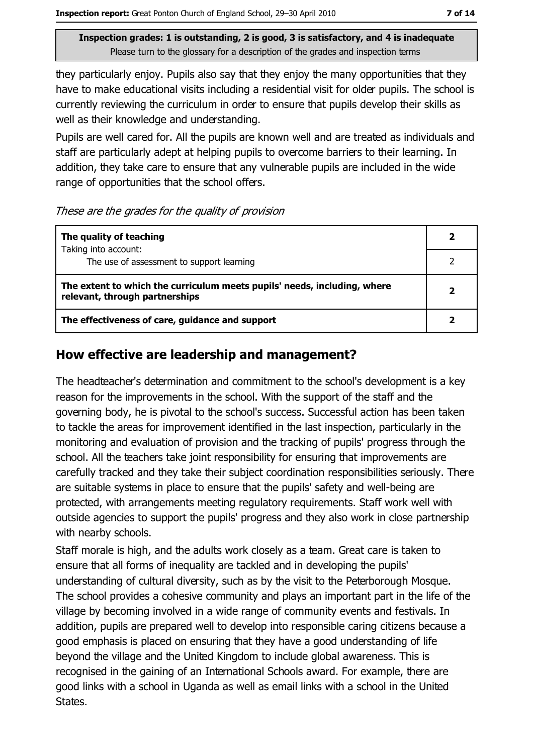Inspection grades: 1 is outstanding, 2 is good, 3 is satisfactory, and 4 is inadequate
Please turn to the glossary for a description of the grades and inspection terms

they particularly enjoy. Pupils also say that they enjoy the many opportunities that they have to make educational visits including a residential visit for older pupils. The school is currently reviewing the curriculum in order to ensure that pupils develop their skills as well as their knowledge and understanding.

Pupils are well cared for. All the pupils are known well and are treated as individuals and staff are particularly adept at helping pupils to overcome barriers to their learning. In addition, they take care to ensure that any vulnerable pupils are included in the wide range of opportunities that the school offers.

*These are the grades for the quality of provision*

| | |
|---|---|
| **The quality of teaching** | **2** |
| Taking into account: The use of assessment to support learning | 2 |
| **The extent to which the curriculum meets pupils' needs, including, where relevant, through partnerships** | **2** |
| **The effectiveness of care, guidance and support** | **2** |

## How effective are leadership and management?

The headteacher's determination and commitment to the school's development is a key reason for the improvements in the school. With the support of the staff and the governing body, he is pivotal to the school's success. Successful action has been taken to tackle the areas for improvement identified in the last inspection, particularly in the monitoring and evaluation of provision and the tracking of pupils' progress through the school. All the teachers take joint responsibility for ensuring that improvements are carefully tracked and they take their subject coordination responsibilities seriously. There are suitable systems in place to ensure that the pupils' safety and well-being are protected, with arrangements meeting regulatory requirements. Staff work well with outside agencies to support the pupils' progress and they also work in close partnership with nearby schools.

Staff morale is high, and the adults work closely as a team. Great care is taken to ensure that all forms of inequality are tackled and in developing the pupils' understanding of cultural diversity, such as by the visit to the Peterborough Mosque. The school provides a cohesive community and plays an important part in the life of the village by becoming involved in a wide range of community events and festivals. In addition, pupils are prepared well to develop into responsible caring citizens because a good emphasis is placed on ensuring that they have a good understanding of life beyond the village and the United Kingdom to include global awareness. This is recognised in the gaining of an International Schools award. For example, there are good links with a school in Uganda as well as email links with a school in the United States.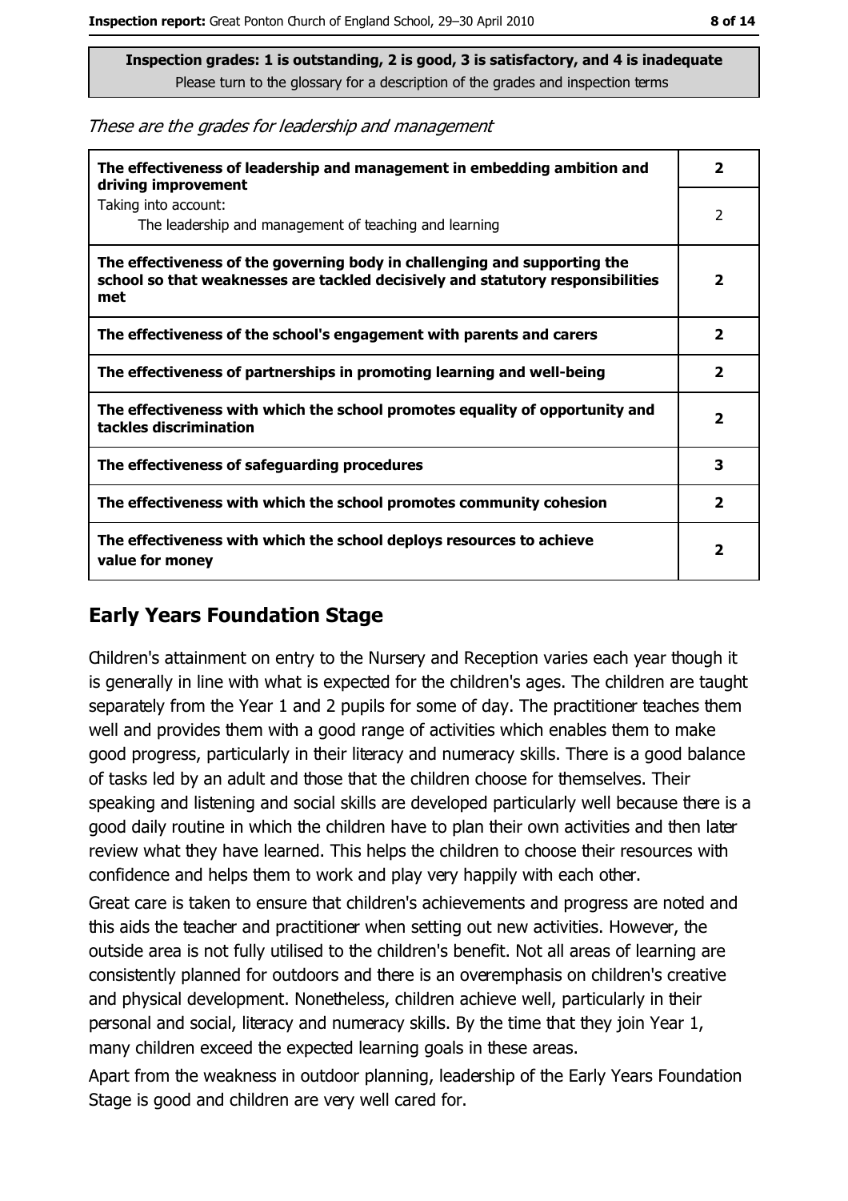**Inspection grades: 1 is outstanding, 2 is good, 3 is satisfactory, and 4 is inadequate**
Please turn to the glossary for a description of the grades and inspection terms

*These are the grades for leadership and management*

| | |
|---|---|
| **The effectiveness of leadership and management in embedding ambition and driving improvement** | **2** |
| Taking into account: The leadership and management of teaching and learning | 2 |
| **The effectiveness of the governing body in challenging and supporting the school so that weaknesses are tackled decisively and statutory responsibilities met** | **2** |
| **The effectiveness of the school's engagement with parents and carers** | **2** |
| **The effectiveness of partnerships in promoting learning and well-being** | **2** |
| **The effectiveness with which the school promotes equality of opportunity and tackles discrimination** | **2** |
| **The effectiveness of safeguarding procedures** | **3** |
| **The effectiveness with which the school promotes community cohesion** | **2** |
| **The effectiveness with which the school deploys resources to achieve value for money** | **2** |

## Early Years Foundation Stage

Children's attainment on entry to the Nursery and Reception varies each year though it is generally in line with what is expected for the children's ages. The children are taught separately from the Year 1 and 2 pupils for some of day. The practitioner teaches them well and provides them with a good range of activities which enables them to make good progress, particularly in their literacy and numeracy skills. There is a good balance of tasks led by an adult and those that the children choose for themselves. Their speaking and listening and social skills are developed particularly well because there is a good daily routine in which the children have to plan their own activities and then later review what they have learned. This helps the children to choose their resources with confidence and helps them to work and play very happily with each other.

Great care is taken to ensure that children's achievements and progress are noted and this aids the teacher and practitioner when setting out new activities. However, the outside area is not fully utilised to the children's benefit. Not all areas of learning are consistently planned for outdoors and there is an overemphasis on children's creative and physical development. Nonetheless, children achieve well, particularly in their personal and social, literacy and numeracy skills. By the time that they join Year 1, many children exceed the expected learning goals in these areas.

Apart from the weakness in outdoor planning, leadership of the Early Years Foundation Stage is good and children are very well cared for.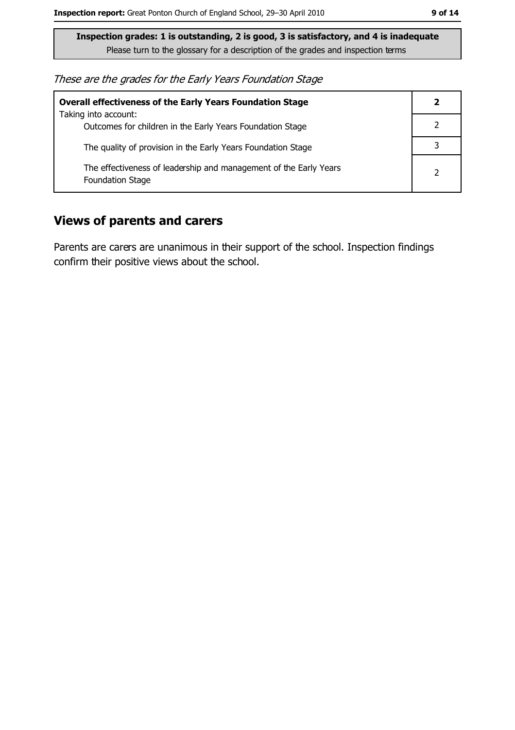**Inspection grades: 1 is outstanding, 2 is good, 3 is satisfactory, and 4 is inadequate**
Please turn to the glossary for a description of the grades and inspection terms

*These are the grades for the Early Years Foundation Stage*

| | |
|---|---|
| **Overall effectiveness of the Early Years Foundation Stage**<br>Taking into account: | **2** |
| Outcomes for children in the Early Years Foundation Stage | 2 |
| The quality of provision in the Early Years Foundation Stage | 3 |
| The effectiveness of leadership and management of the Early Years Foundation Stage | 2 |

## Views of parents and carers

Parents are carers are unanimous in their support of the school. Inspection findings confirm their positive views about the school.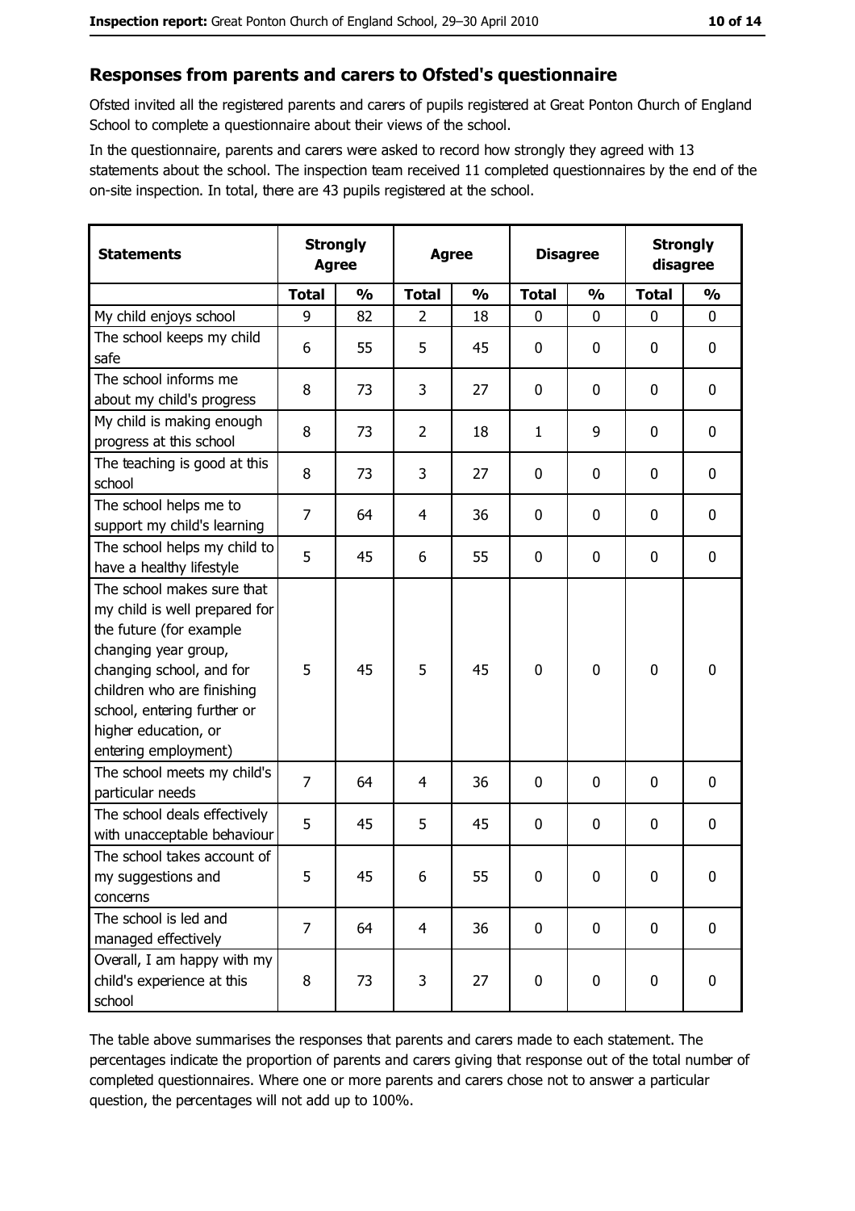## Responses from parents and carers to Ofsted's questionnaire

Ofsted invited all the registered parents and carers of pupils registered at Great Ponton Church of England School to complete a questionnaire about their views of the school.

In the questionnaire, parents and carers were asked to record how strongly they agreed with 13 statements about the school. The inspection team received 11 completed questionnaires by the end of the on-site inspection. In total, there are 43 pupils registered at the school.

| Statements | Strongly Agree | | Agree | | Disagree | | Strongly disagree | |
|---|---|---|---|---|---|---|---|---|
| | Total | % | Total | % | Total | % | Total | % |
| My child enjoys school | 9 | 82 | 2 | 18 | 0 | 0 | 0 | 0 |
| The school keeps my child safe | 6 | 55 | 5 | 45 | 0 | 0 | 0 | 0 |
| The school informs me about my child's progress | 8 | 73 | 3 | 27 | 0 | 0 | 0 | 0 |
| My child is making enough progress at this school | 8 | 73 | 2 | 18 | 1 | 9 | 0 | 0 |
| The teaching is good at this school | 8 | 73 | 3 | 27 | 0 | 0 | 0 | 0 |
| The school helps me to support my child's learning | 7 | 64 | 4 | 36 | 0 | 0 | 0 | 0 |
| The school helps my child to have a healthy lifestyle | 5 | 45 | 6 | 55 | 0 | 0 | 0 | 0 |
| The school makes sure that my child is well prepared for the future (for example changing year group, changing school, and for children who are finishing school, entering further or higher education, or entering employment) | 5 | 45 | 5 | 45 | 0 | 0 | 0 | 0 |
| The school meets my child's particular needs | 7 | 64 | 4 | 36 | 0 | 0 | 0 | 0 |
| The school deals effectively with unacceptable behaviour | 5 | 45 | 5 | 45 | 0 | 0 | 0 | 0 |
| The school takes account of my suggestions and concerns | 5 | 45 | 6 | 55 | 0 | 0 | 0 | 0 |
| The school is led and managed effectively | 7 | 64 | 4 | 36 | 0 | 0 | 0 | 0 |
| Overall, I am happy with my child's experience at this school | 8 | 73 | 3 | 27 | 0 | 0 | 0 | 0 |

The table above summarises the responses that parents and carers made to each statement. The percentages indicate the proportion of parents and carers giving that response out of the total number of completed questionnaires. Where one or more parents and carers chose not to answer a particular question, the percentages will not add up to 100%.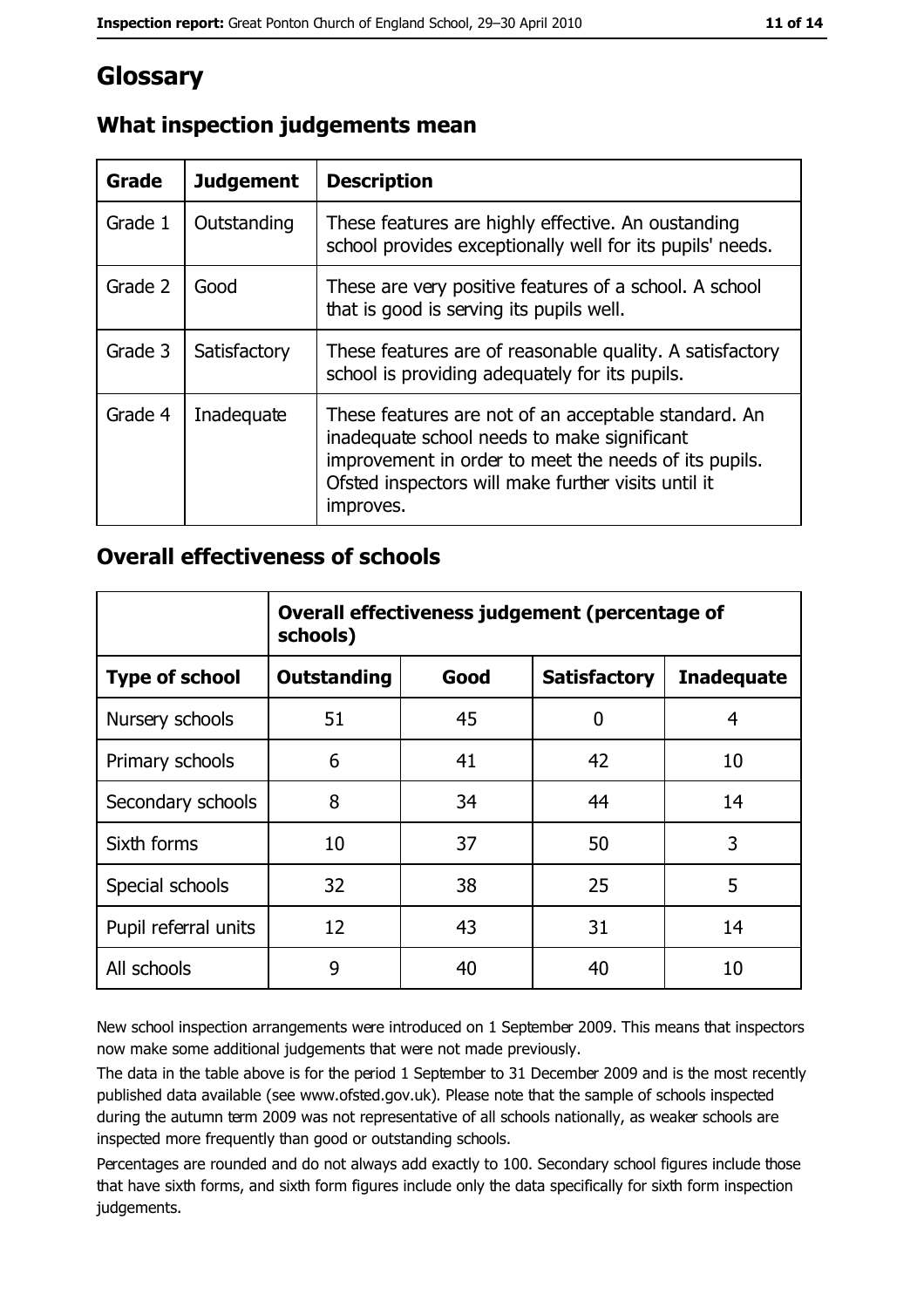# Glossary

## What inspection judgements mean

| Grade | Judgement | Description |
|---|---|---|
| Grade 1 | Outstanding | These features are highly effective. An oustanding school provides exceptionally well for its pupils' needs. |
| Grade 2 | Good | These are very positive features of a school. A school that is good is serving its pupils well. |
| Grade 3 | Satisfactory | These features are of reasonable quality. A satisfactory school is providing adequately for its pupils. |
| Grade 4 | Inadequate | These features are not of an acceptable standard. An inadequate school needs to make significant improvement in order to meet the needs of its pupils. Ofsted inspectors will make further visits until it improves. |

## Overall effectiveness of schools

| | **Overall effectiveness judgement (percentage of schools)** | | | |
|---|---|---|---|---|
| **Type of school** | **Outstanding** | **Good** | **Satisfactory** | **Inadequate** |
| Nursery schools | 51 | 45 | 0 | 4 |
| Primary schools | 6 | 41 | 42 | 10 |
| Secondary schools | 8 | 34 | 44 | 14 |
| Sixth forms | 10 | 37 | 50 | 3 |
| Special schools | 32 | 38 | 25 | 5 |
| Pupil referral units | 12 | 43 | 31 | 14 |
| All schools | 9 | 40 | 40 | 10 |

New school inspection arrangements were introduced on 1 September 2009. This means that inspectors now make some additional judgements that were not made previously.

The data in the table above is for the period 1 September to 31 December 2009 and is the most recently published data available (see www.ofsted.gov.uk). Please note that the sample of schools inspected during the autumn term 2009 was not representative of all schools nationally, as weaker schools are inspected more frequently than good or outstanding schools.

Percentages are rounded and do not always add exactly to 100. Secondary school figures include those that have sixth forms, and sixth form figures include only the data specifically for sixth form inspection judgements.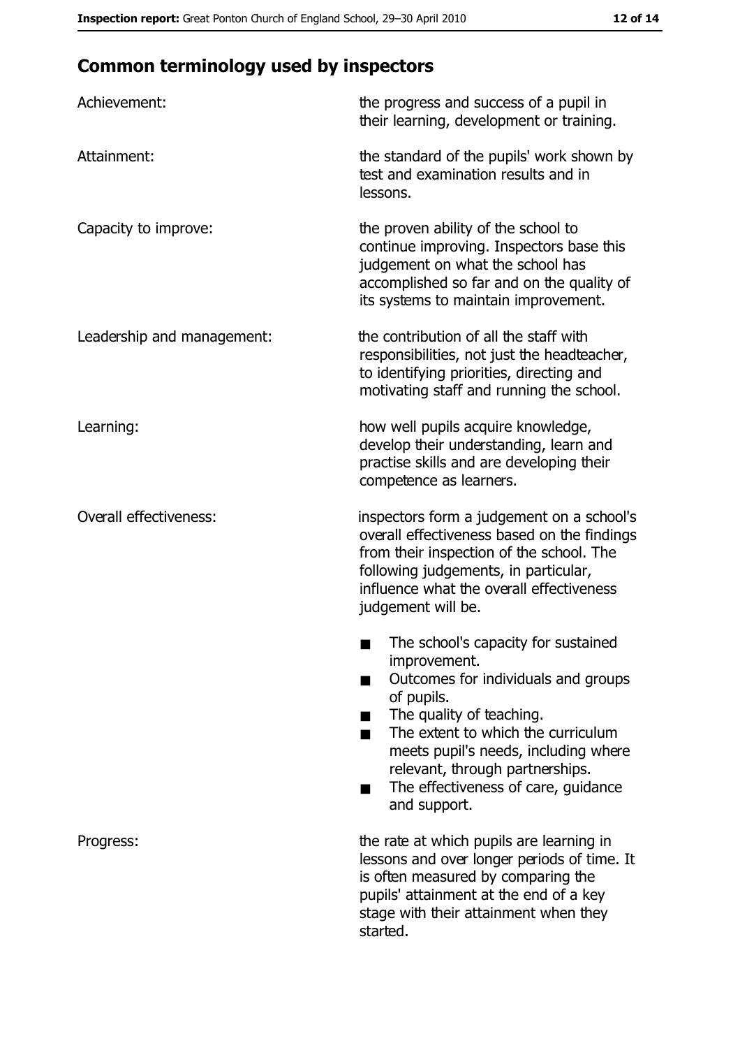## Common terminology used by inspectors

**Achievement:** the progress and success of a pupil in their learning, development or training.

**Attainment:** the standard of the pupils' work shown by test and examination results and in lessons.

**Capacity to improve:** the proven ability of the school to continue improving. Inspectors base this judgement on what the school has accomplished so far and on the quality of its systems to maintain improvement.

**Leadership and management:** the contribution of all the staff with responsibilities, not just the headteacher, to identifying priorities, directing and motivating staff and running the school.

**Learning:** how well pupils acquire knowledge, develop their understanding, learn and practise skills and are developing their competence as learners.

**Overall effectiveness:** inspectors form a judgement on a school's overall effectiveness based on the findings from their inspection of the school. The following judgements, in particular, influence what the overall effectiveness judgement will be.

- The school's capacity for sustained improvement.
- Outcomes for individuals and groups of pupils.
- The quality of teaching.
- The extent to which the curriculum meets pupil's needs, including where relevant, through partnerships.
- The effectiveness of care, guidance and support.

**Progress:** the rate at which pupils are learning in lessons and over longer periods of time. It is often measured by comparing the pupils' attainment at the end of a key stage with their attainment when they started.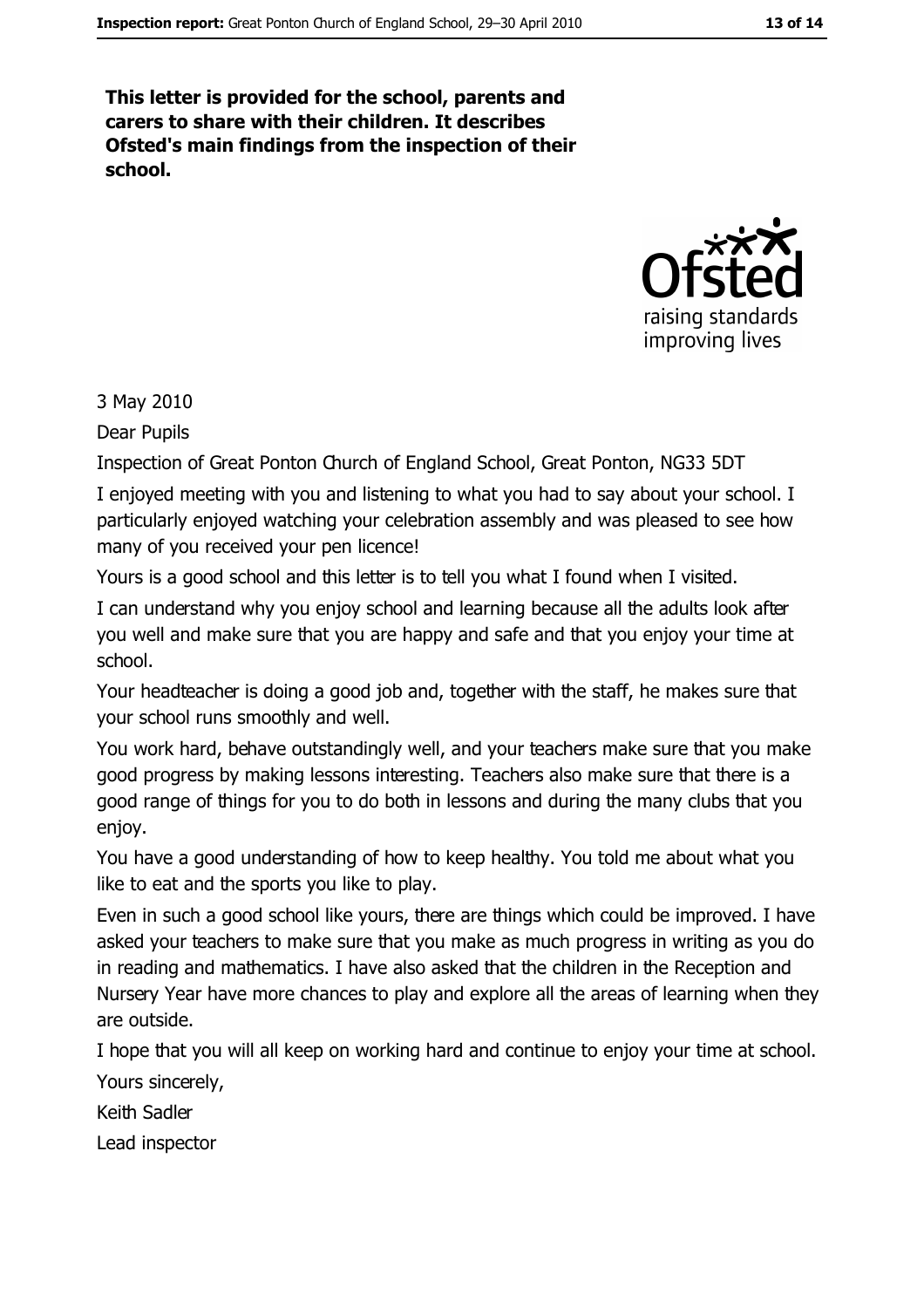**This letter is provided for the school, parents and carers to share with their children. It describes Ofsted's main findings from the inspection of their school.**

3 May 2010

Dear Pupils

Inspection of Great Ponton Church of England School, Great Ponton, NG33 5DT

I enjoyed meeting with you and listening to what you had to say about your school. I particularly enjoyed watching your celebration assembly and was pleased to see how many of you received your pen licence!

Yours is a good school and this letter is to tell you what I found when I visited.

I can understand why you enjoy school and learning because all the adults look after you well and make sure that you are happy and safe and that you enjoy your time at school.

Your headteacher is doing a good job and, together with the staff, he makes sure that your school runs smoothly and well.

You work hard, behave outstandingly well, and your teachers make sure that you make good progress by making lessons interesting. Teachers also make sure that there is a good range of things for you to do both in lessons and during the many clubs that you enjoy.

You have a good understanding of how to keep healthy. You told me about what you like to eat and the sports you like to play.

Even in such a good school like yours, there are things which could be improved. I have asked your teachers to make sure that you make as much progress in writing as you do in reading and mathematics. I have also asked that the children in the Reception and Nursery Year have more chances to play and explore all the areas of learning when they are outside.

I hope that you will all keep on working hard and continue to enjoy your time at school.

Yours sincerely,

Keith Sadler

Lead inspector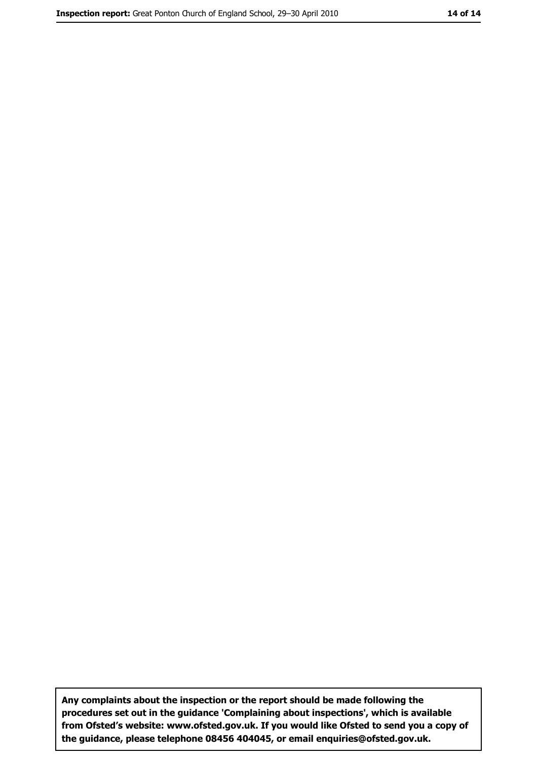**Any complaints about the inspection or the report should be made following the procedures set out in the guidance 'Complaining about inspections', which is available from Ofsted's website: www.ofsted.gov.uk. If you would like Ofsted to send you a copy of the guidance, please telephone 08456 404045, or email enquiries@ofsted.gov.uk.**